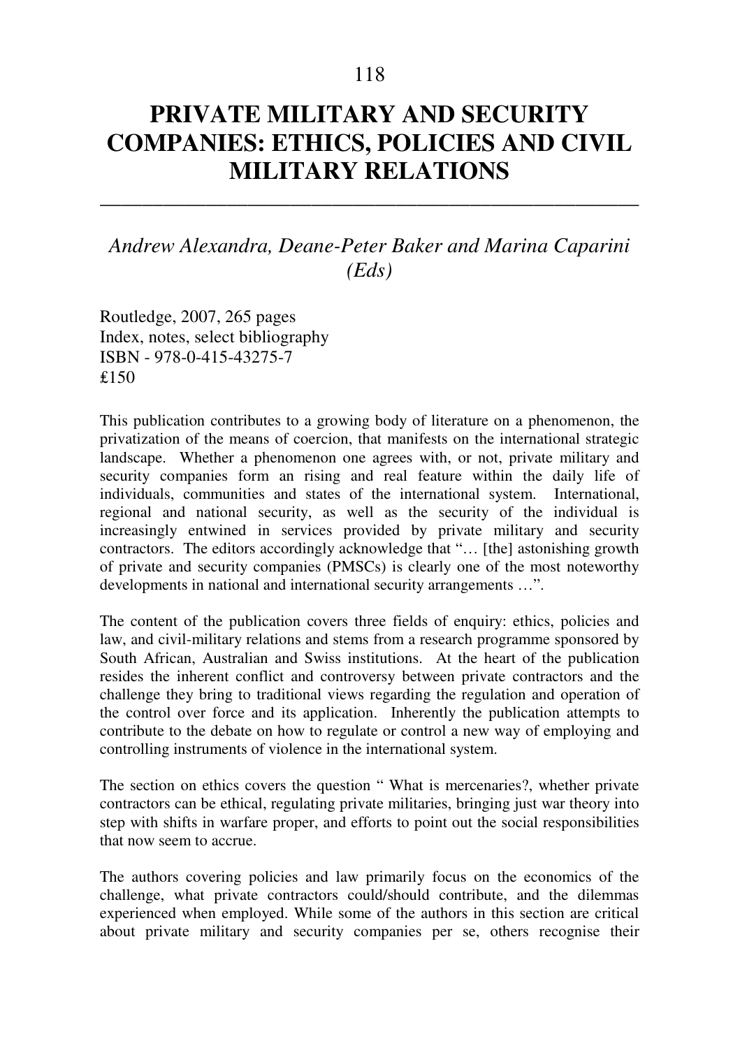# PRIVATE MILITARY AND SECURITY COMPANIES: ETHICS, POLICIES AND CIVIL MILITARY RELATIONS

---

*Andrew Alexandra, Deane-Peter Baker and Marina Caparini (Eds)*

Routledge, 2007, 265 pages
Index, notes, select bibliography
ISBN - 978-0-415-43275-7
£150

This publication contributes to a growing body of literature on a phenomenon, the privatization of the means of coercion, that manifests on the international strategic landscape. Whether a phenomenon one agrees with, or not, private military and security companies form an rising and real feature within the daily life of individuals, communities and states of the international system. International, regional and national security, as well as the security of the individual is increasingly entwined in services provided by private military and security contractors. The editors accordingly acknowledge that "… [the] astonishing growth of private and security companies (PMSCs) is clearly one of the most noteworthy developments in national and international security arrangements …".

The content of the publication covers three fields of enquiry: ethics, policies and law, and civil-military relations and stems from a research programme sponsored by South African, Australian and Swiss institutions. At the heart of the publication resides the inherent conflict and controversy between private contractors and the challenge they bring to traditional views regarding the regulation and operation of the control over force and its application. Inherently the publication attempts to contribute to the debate on how to regulate or control a new way of employing and controlling instruments of violence in the international system.

The section on ethics covers the question " What is mercenaries?, whether private contractors can be ethical, regulating private militaries, bringing just war theory into step with shifts in warfare proper, and efforts to point out the social responsibilities that now seem to accrue.

The authors covering policies and law primarily focus on the economics of the challenge, what private contractors could/should contribute, and the dilemmas experienced when employed. While some of the authors in this section are critical about private military and security companies per se, others recognise their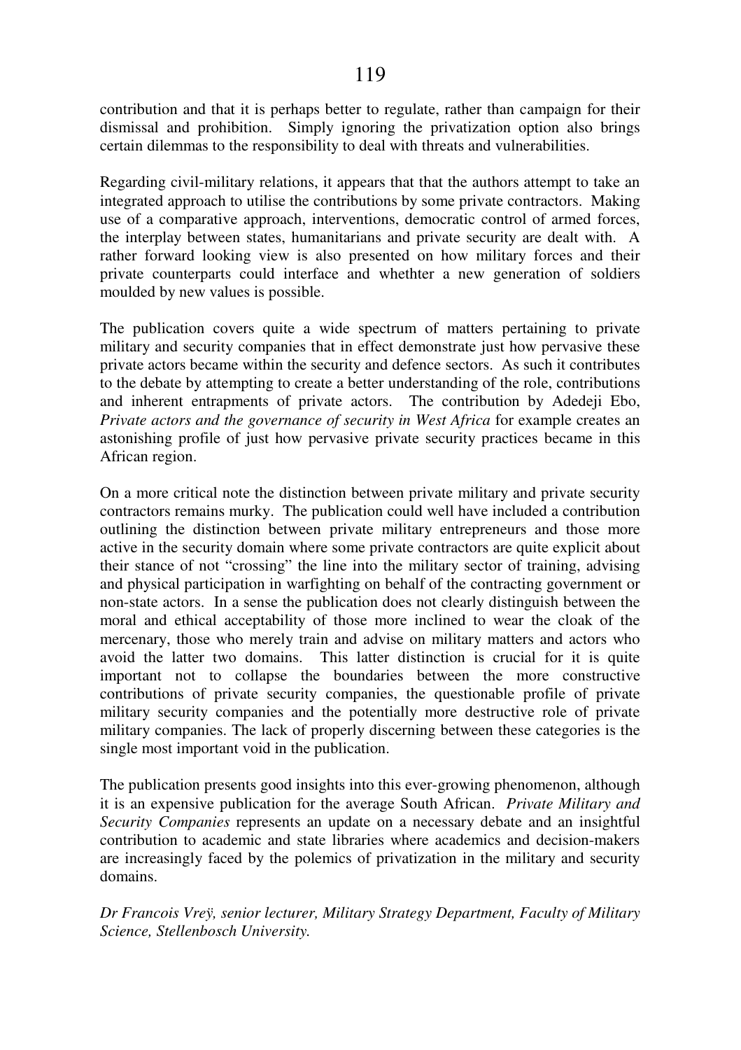contribution and that it is perhaps better to regulate, rather than campaign for their dismissal and prohibition. Simply ignoring the privatization option also brings certain dilemmas to the responsibility to deal with threats and vulnerabilities.

Regarding civil-military relations, it appears that that the authors attempt to take an integrated approach to utilise the contributions by some private contractors. Making use of a comparative approach, interventions, democratic control of armed forces, the interplay between states, humanitarians and private security are dealt with. A rather forward looking view is also presented on how military forces and their private counterparts could interface and whethter a new generation of soldiers moulded by new values is possible.

The publication covers quite a wide spectrum of matters pertaining to private military and security companies that in effect demonstrate just how pervasive these private actors became within the security and defence sectors. As such it contributes to the debate by attempting to create a better understanding of the role, contributions and inherent entrapments of private actors. The contribution by Adedeji Ebo, *Private actors and the governance of security in West Africa* for example creates an astonishing profile of just how pervasive private security practices became in this African region.

On a more critical note the distinction between private military and private security contractors remains murky. The publication could well have included a contribution outlining the distinction between private military entrepreneurs and those more active in the security domain where some private contractors are quite explicit about their stance of not "crossing" the line into the military sector of training, advising and physical participation in warfighting on behalf of the contracting government or non-state actors. In a sense the publication does not clearly distinguish between the moral and ethical acceptability of those more inclined to wear the cloak of the mercenary, those who merely train and advise on military matters and actors who avoid the latter two domains. This latter distinction is crucial for it is quite important not to collapse the boundaries between the more constructive contributions of private security companies, the questionable profile of private military security companies and the potentially more destructive role of private military companies. The lack of properly discerning between these categories is the single most important void in the publication.

The publication presents good insights into this ever-growing phenomenon, although it is an expensive publication for the average South African. *Private Military and Security Companies* represents an update on a necessary debate and an insightful contribution to academic and state libraries where academics and decision-makers are increasingly faced by the polemics of privatization in the military and security domains.

*Dr Francois Vreÿ, senior lecturer, Military Strategy Department, Faculty of Military Science, Stellenbosch University.*